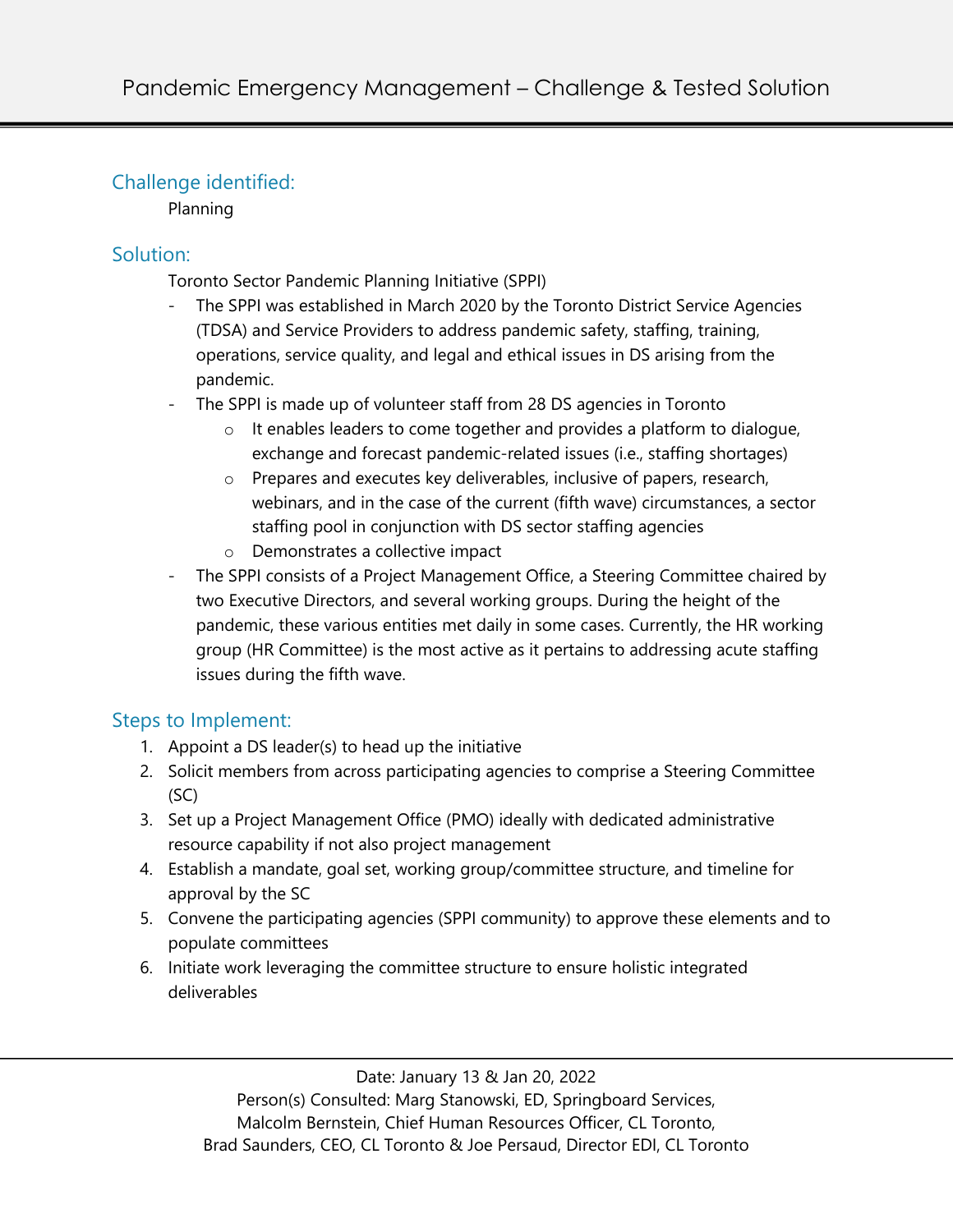# Pandemic Emergency Management – Challenge & Tested Solution

## Challenge identified:

Planning

## Solution:

Toronto Sector Pandemic Planning Initiative (SPPI)

- The SPPI was established in March 2020 by the Toronto District Service Agencies (TDSA) and Service Providers to address pandemic safety, staffing, training, operations, service quality, and legal and ethical issues in DS arising from the pandemic.
- The SPPI is made up of volunteer staff from 28 DS agencies in Toronto
  - It enables leaders to come together and provides a platform to dialogue, exchange and forecast pandemic-related issues (i.e., staffing shortages)
  - Prepares and executes key deliverables, inclusive of papers, research, webinars, and in the case of the current (fifth wave) circumstances, a sector staffing pool in conjunction with DS sector staffing agencies
  - Demonstrates a collective impact
- The SPPI consists of a Project Management Office, a Steering Committee chaired by two Executive Directors, and several working groups. During the height of the pandemic, these various entities met daily in some cases. Currently, the HR working group (HR Committee) is the most active as it pertains to addressing acute staffing issues during the fifth wave.

## Steps to Implement:

1. Appoint a DS leader(s) to head up the initiative
2. Solicit members from across participating agencies to comprise a Steering Committee (SC)
3. Set up a Project Management Office (PMO) ideally with dedicated administrative resource capability if not also project management
4. Establish a mandate, goal set, working group/committee structure, and timeline for approval by the SC
5. Convene the participating agencies (SPPI community) to approve these elements and to populate committees
6. Initiate work leveraging the committee structure to ensure holistic integrated deliverables

---

Date: January 13 & Jan 20, 2022
Person(s) Consulted: Marg Stanowski, ED, Springboard Services,
Malcolm Bernstein, Chief Human Resources Officer, CL Toronto,
Brad Saunders, CEO, CL Toronto & Joe Persaud, Director EDI, CL Toronto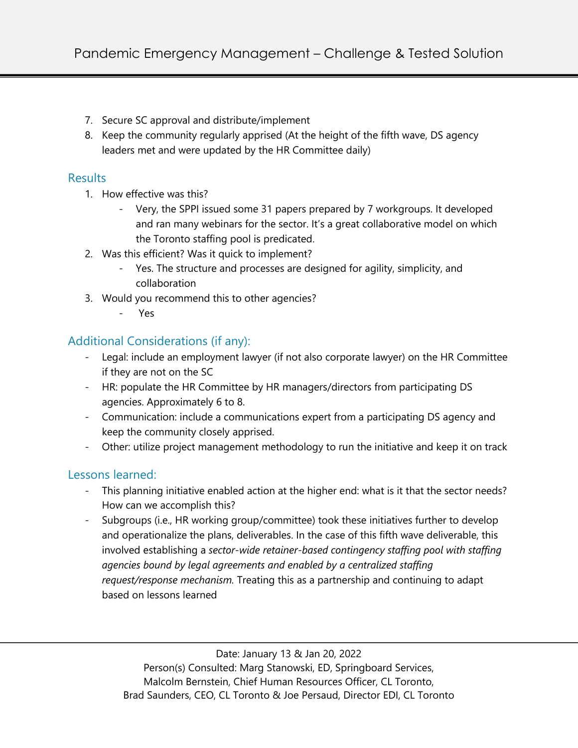7. Secure SC approval and distribute/implement
8. Keep the community regularly apprised (At the height of the fifth wave, DS agency leaders met and were updated by the HR Committee daily)

## Results

1. How effective was this?
   - Very, the SPPI issued some 31 papers prepared by 7 workgroups. It developed and ran many webinars for the sector. It's a great collaborative model on which the Toronto staffing pool is predicated.
2. Was this efficient? Was it quick to implement?
   - Yes. The structure and processes are designed for agility, simplicity, and collaboration
3. Would you recommend this to other agencies?
   - Yes

## Additional Considerations (if any):

- Legal: include an employment lawyer (if not also corporate lawyer) on the HR Committee if they are not on the SC
- HR: populate the HR Committee by HR managers/directors from participating DS agencies. Approximately 6 to 8.
- Communication: include a communications expert from a participating DS agency and keep the community closely apprised.
- Other: utilize project management methodology to run the initiative and keep it on track

## Lessons learned:

- This planning initiative enabled action at the higher end: what is it that the sector needs? How can we accomplish this?
- Subgroups (i.e., HR working group/committee) took these initiatives further to develop and operationalize the plans, deliverables. In the case of this fifth wave deliverable, this involved establishing a *sector-wide retainer-based contingency staffing pool with staffing agencies bound by legal agreements and enabled by a centralized staffing request/response mechanism.* Treating this as a partnership and continuing to adapt based on lessons learned

Date: January 13 & Jan 20, 2022
Person(s) Consulted: Marg Stanowski, ED, Springboard Services,
Malcolm Bernstein, Chief Human Resources Officer, CL Toronto,
Brad Saunders, CEO, CL Toronto & Joe Persaud, Director EDI, CL Toronto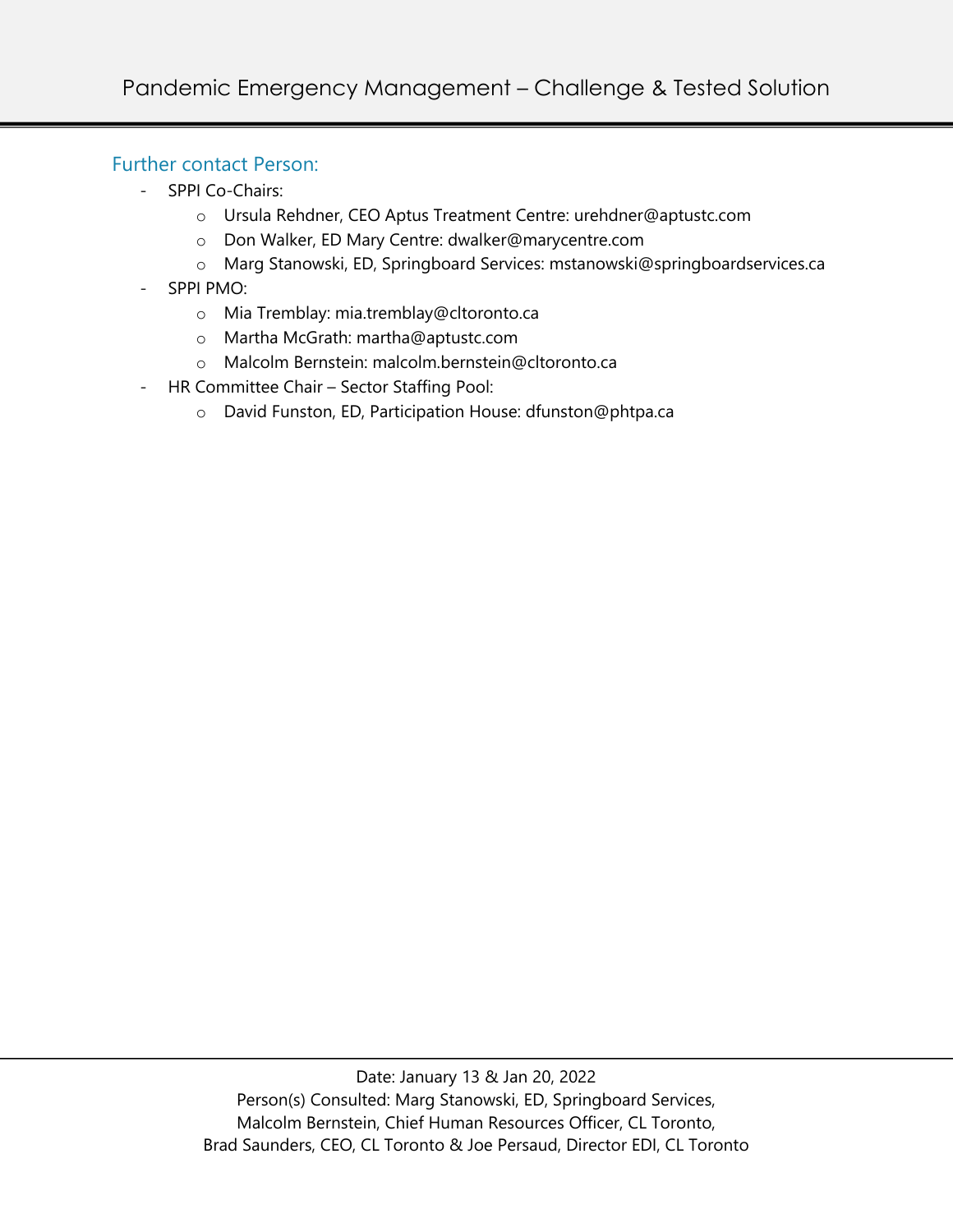## Further contact Person:

- SPPI Co-Chairs:
  - Ursula Rehdner, CEO Aptus Treatment Centre: urehdner@aptustc.com
  - Don Walker, ED Mary Centre: dwalker@marycentre.com
  - Marg Stanowski, ED, Springboard Services: mstanowski@springboardservices.ca
- SPPI PMO:
  - Mia Tremblay: mia.tremblay@cltoronto.ca
  - Martha McGrath: martha@aptustc.com
  - Malcolm Bernstein: malcolm.bernstein@cltoronto.ca
- HR Committee Chair – Sector Staffing Pool:
  - David Funston, ED, Participation House: dfunston@phtpa.ca